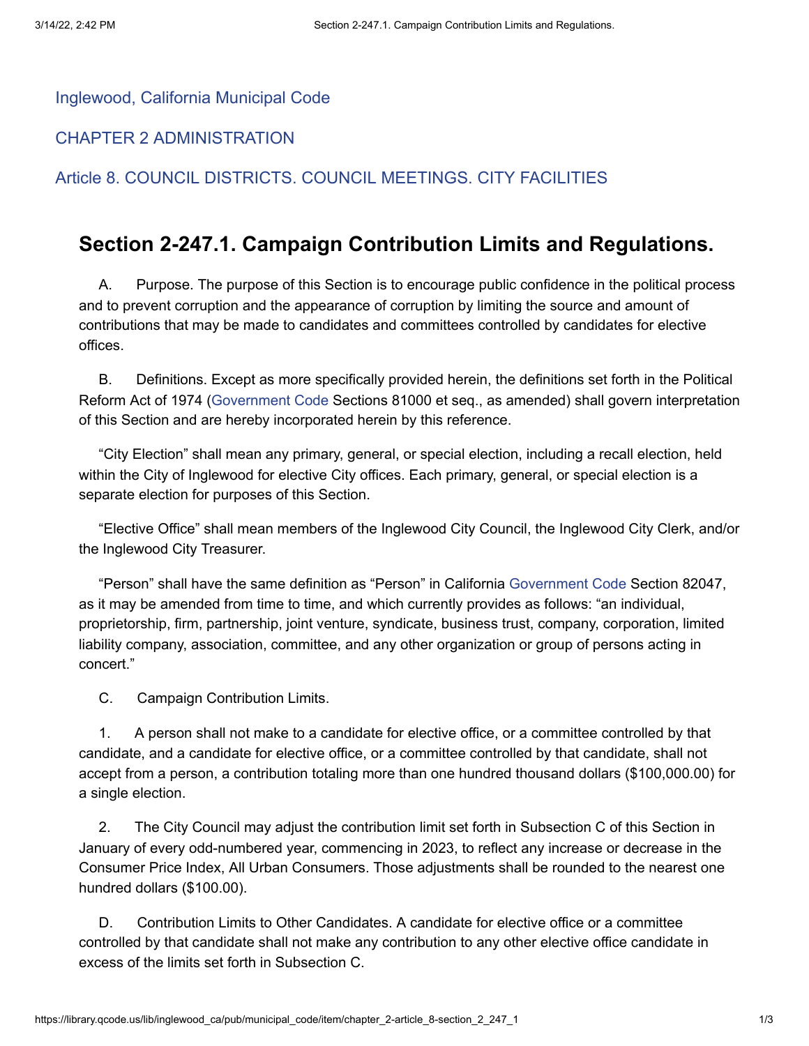Inglewood, California Municipal Code

CHAPTER 2 ADMINISTRATION

Article 8. COUNCIL DISTRICTS. COUNCIL MEETINGS. CITY FACILITIES

## Section 2-247.1. Campaign Contribution Limits and Regulations.

A. Purpose. The purpose of this Section is to encourage public confidence in the political process and to prevent corruption and the appearance of corruption by limiting the source and amount of contributions that may be made to candidates and committees controlled by candidates for elective offices.

B. Definitions. Except as more specifically provided herein, the definitions set forth in the Political Reform Act of 1974 (Government Code Sections 81000 et seq., as amended) shall govern interpretation of this Section and are hereby incorporated herein by this reference.

"City Election" shall mean any primary, general, or special election, including a recall election, held within the City of Inglewood for elective City offices. Each primary, general, or special election is a separate election for purposes of this Section.

"Elective Office" shall mean members of the Inglewood City Council, the Inglewood City Clerk, and/or the Inglewood City Treasurer.

"Person" shall have the same definition as "Person" in California Government Code Section 82047, as it may be amended from time to time, and which currently provides as follows: "an individual, proprietorship, firm, partnership, joint venture, syndicate, business trust, company, corporation, limited liability company, association, committee, and any other organization or group of persons acting in concert."

C. Campaign Contribution Limits.

1. A person shall not make to a candidate for elective office, or a committee controlled by that candidate, and a candidate for elective office, or a committee controlled by that candidate, shall not accept from a person, a contribution totaling more than one hundred thousand dollars ($100,000.00) for a single election.

2. The City Council may adjust the contribution limit set forth in Subsection C of this Section in January of every odd-numbered year, commencing in 2023, to reflect any increase or decrease in the Consumer Price Index, All Urban Consumers. Those adjustments shall be rounded to the nearest one hundred dollars ($100.00).

D. Contribution Limits to Other Candidates. A candidate for elective office or a committee controlled by that candidate shall not make any contribution to any other elective office candidate in excess of the limits set forth in Subsection C.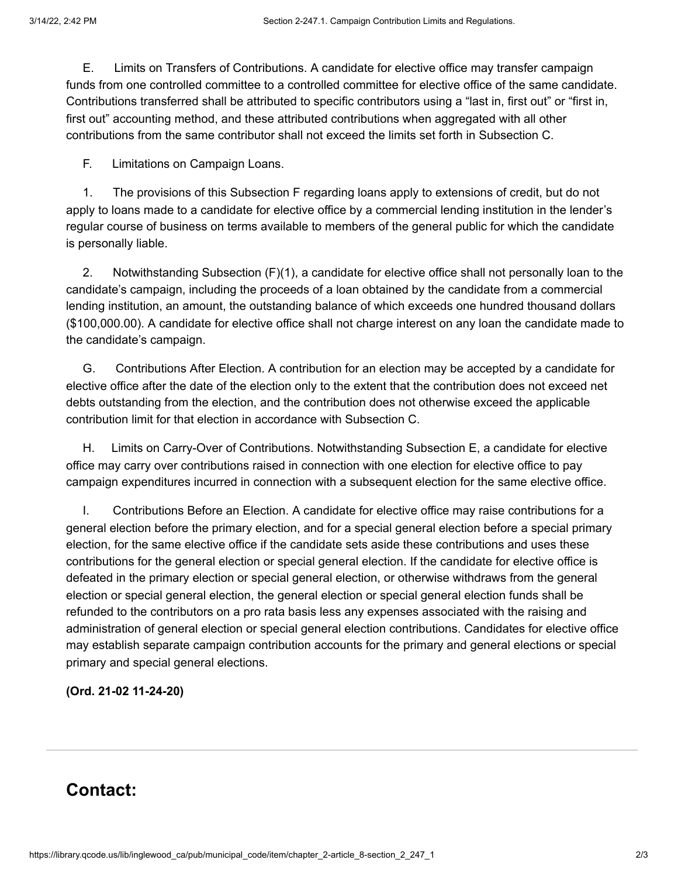E. Limits on Transfers of Contributions. A candidate for elective office may transfer campaign funds from one controlled committee to a controlled committee for elective office of the same candidate. Contributions transferred shall be attributed to specific contributors using a “last in, first out” or “first in, first out” accounting method, and these attributed contributions when aggregated with all other contributions from the same contributor shall not exceed the limits set forth in Subsection C.

F. Limitations on Campaign Loans.

1. The provisions of this Subsection F regarding loans apply to extensions of credit, but do not apply to loans made to a candidate for elective office by a commercial lending institution in the lender’s regular course of business on terms available to members of the general public for which the candidate is personally liable.

2. Notwithstanding Subsection (F)(1), a candidate for elective office shall not personally loan to the candidate’s campaign, including the proceeds of a loan obtained by the candidate from a commercial lending institution, an amount, the outstanding balance of which exceeds one hundred thousand dollars ($100,000.00). A candidate for elective office shall not charge interest on any loan the candidate made to the candidate’s campaign.

G. Contributions After Election. A contribution for an election may be accepted by a candidate for elective office after the date of the election only to the extent that the contribution does not exceed net debts outstanding from the election, and the contribution does not otherwise exceed the applicable contribution limit for that election in accordance with Subsection C.

H. Limits on Carry-Over of Contributions. Notwithstanding Subsection E, a candidate for elective office may carry over contributions raised in connection with one election for elective office to pay campaign expenditures incurred in connection with a subsequent election for the same elective office.

I. Contributions Before an Election. A candidate for elective office may raise contributions for a general election before the primary election, and for a special general election before a special primary election, for the same elective office if the candidate sets aside these contributions and uses these contributions for the general election or special general election. If the candidate for elective office is defeated in the primary election or special general election, or otherwise withdraws from the general election or special general election, the general election or special general election funds shall be refunded to the contributors on a pro rata basis less any expenses associated with the raising and administration of general election or special general election contributions. Candidates for elective office may establish separate campaign contribution accounts for the primary and general elections or special primary and special general elections.

**(Ord. 21-02 11-24-20)**

---

## Contact: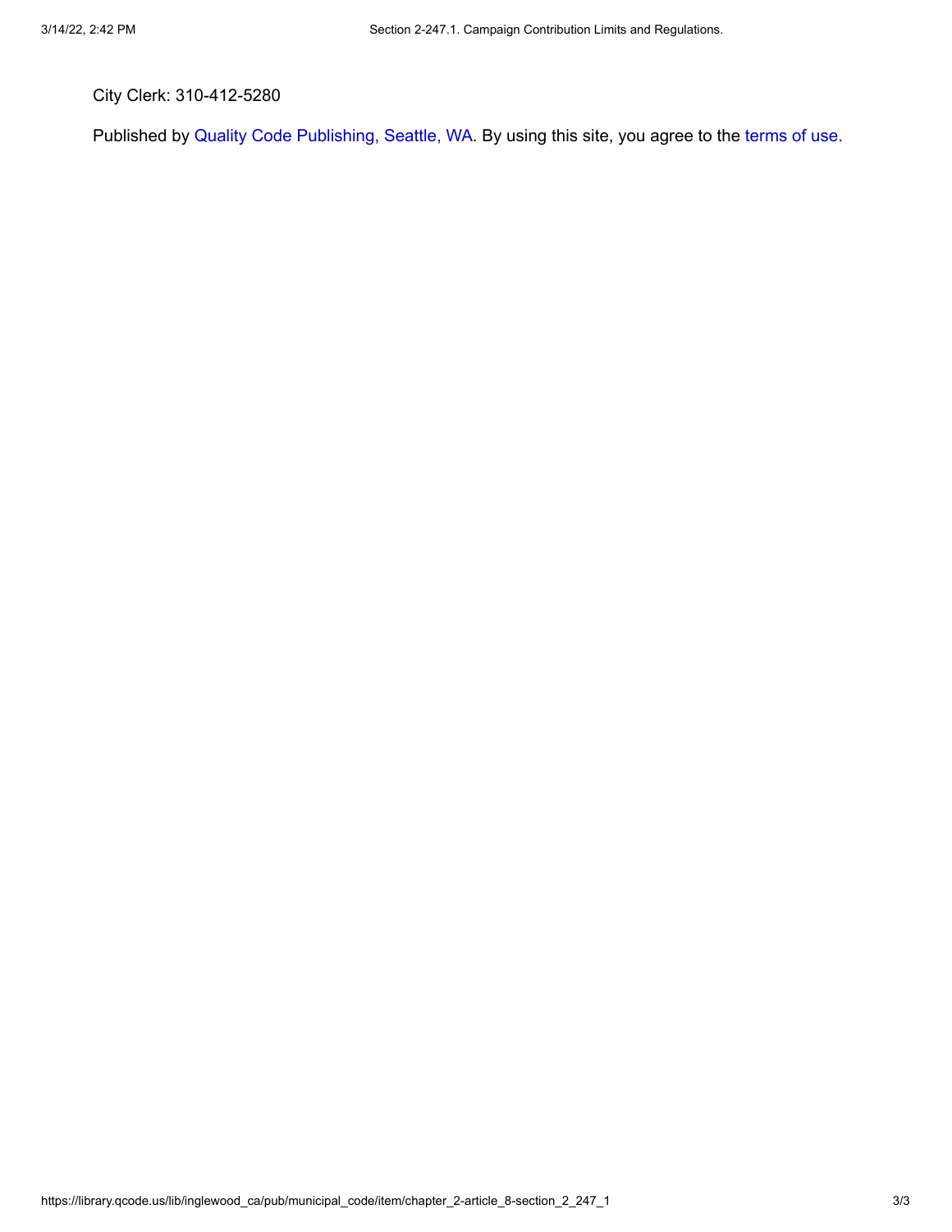City Clerk: 310-412-5280

Published by Quality Code Publishing, Seattle, WA. By using this site, you agree to the terms of use.